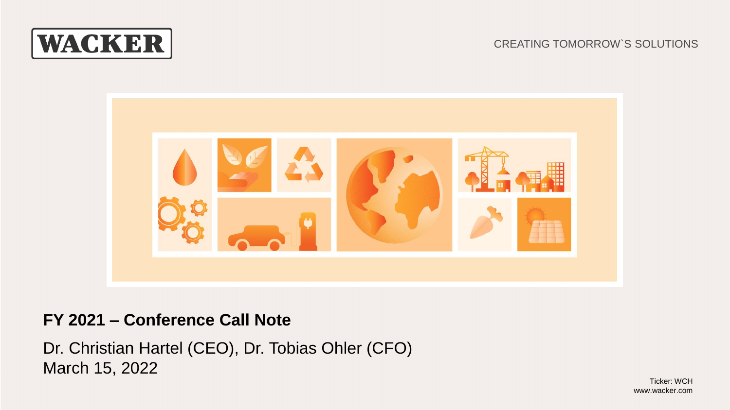WACKER

CREATING TOMORROW`S SOLUTIONS

# FY 2021 – Conference Call Note

Dr. Christian Hartel (CEO), Dr. Tobias Ohler (CFO)
March 15, 2022

Ticker: WCH
www.wacker.com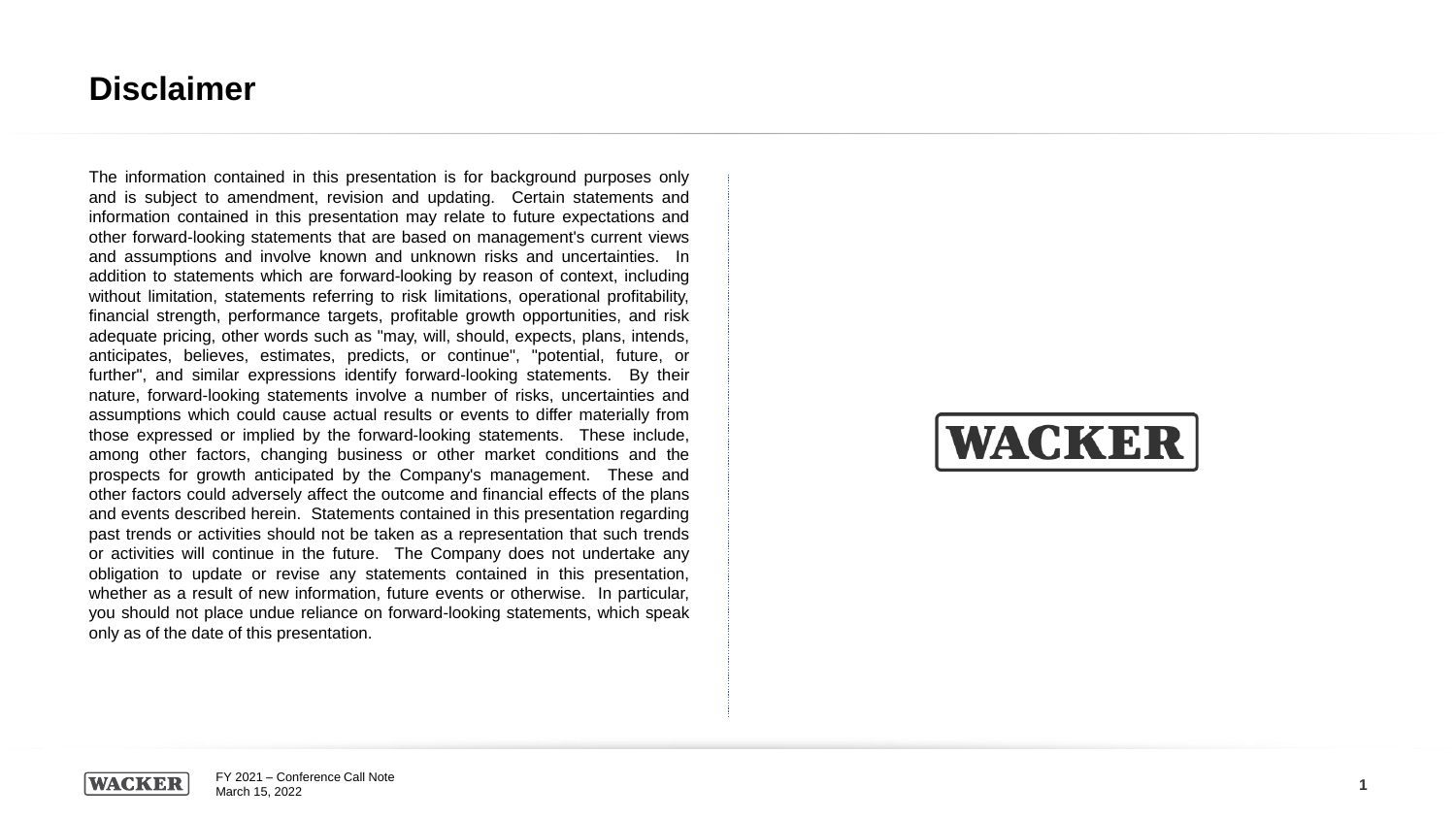# Disclaimer

The information contained in this presentation is for background purposes only and is subject to amendment, revision and updating. Certain statements and information contained in this presentation may relate to future expectations and other forward-looking statements that are based on management's current views and assumptions and involve known and unknown risks and uncertainties. In addition to statements which are forward-looking by reason of context, including without limitation, statements referring to risk limitations, operational profitability, financial strength, performance targets, profitable growth opportunities, and risk adequate pricing, other words such as "may, will, should, expects, plans, intends, anticipates, believes, estimates, predicts, or continue", "potential, future, or further", and similar expressions identify forward-looking statements. By their nature, forward-looking statements involve a number of risks, uncertainties and assumptions which could cause actual results or events to differ materially from those expressed or implied by the forward-looking statements. These include, among other factors, changing business or other market conditions and the prospects for growth anticipated by the Company's management. These and other factors could adversely affect the outcome and financial effects of the plans and events described herein. Statements contained in this presentation regarding past trends or activities should not be taken as a representation that such trends or activities will continue in the future. The Company does not undertake any obligation to update or revise any statements contained in this presentation, whether as a result of new information, future events or otherwise. In particular, you should not place undue reliance on forward-looking statements, which speak only as of the date of this presentation.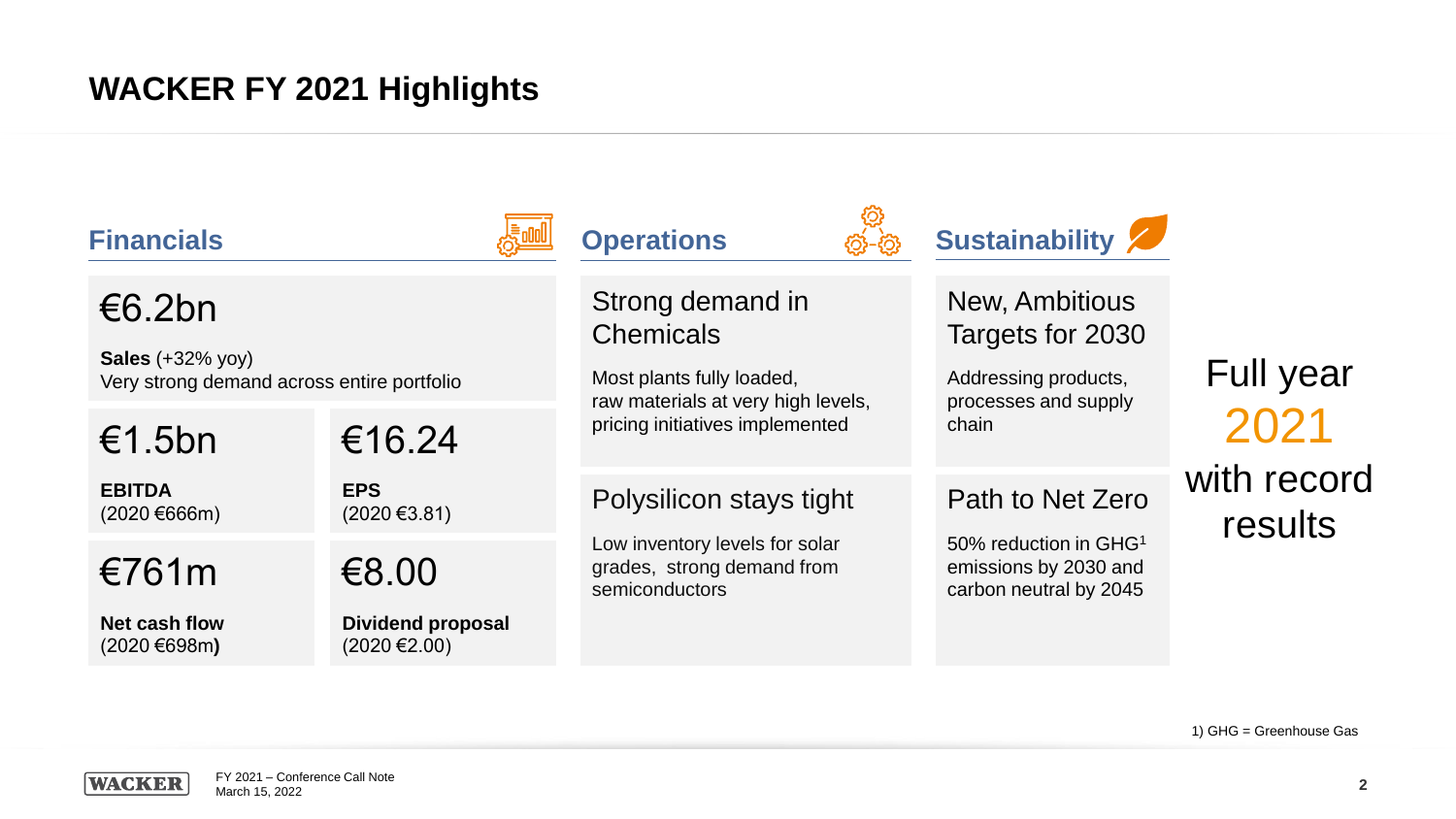# WACKER FY 2021 Highlights

## Financials

**€6.2bn**

**Sales** (+32% yoy)
Very strong demand across entire portfolio

**€1.5bn**

**EBITDA**
(2020 €666m)

**€16.24**

**EPS**
(2020 €3.81)

**€761m**

**Net cash flow**
(2020 €698m**)**

**€8.00**

**Dividend proposal**
(2020 €2.00)

## Operations

### Strong demand in Chemicals

Most plants fully loaded, raw materials at very high levels, pricing initiatives implemented

### Polysilicon stays tight

Low inventory levels for solar grades, strong demand from semiconductors

## Sustainability

### New, Ambitious Targets for 2030

Addressing products, processes and supply chain

### Path to Net Zero

50% reduction in GHG[1] emissions by 2030 and carbon neutral by 2045

Full year 2021 with record results

1) GHG = Greenhouse Gas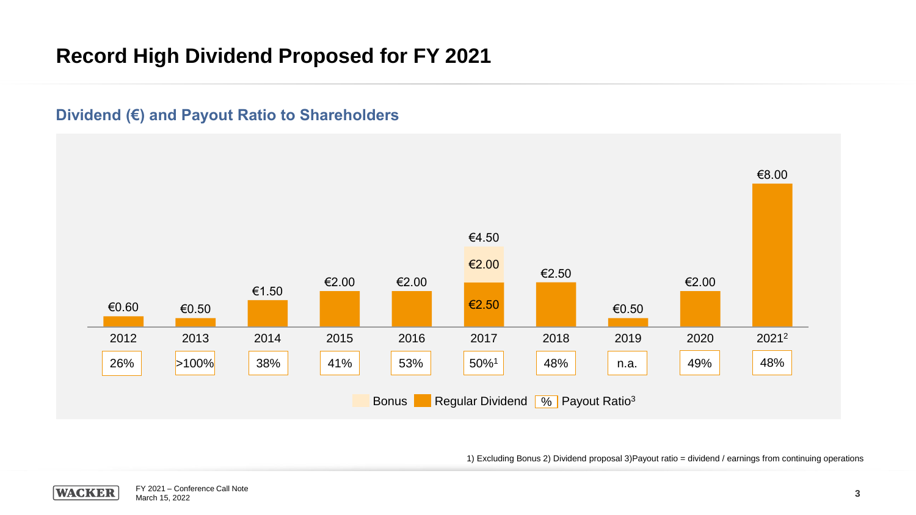# Record High Dividend Proposed for FY 2021

## Dividend (€) and Payout Ratio to Shareholders

| Year | 2012 | 2013 | 2014 | 2015 | 2016 | 2017 | 2018 | 2019 | 2020 | 2021[2] |
|---|---|---|---|---|---|---|---|---|---|---|
| Total Dividend | €0.60 | €0.50 | €1.50 | €2.00 | €2.00 | €4.50 | €2.50 | €0.50 | €2.00 | €8.00 |
| Regular Dividend | €0.60 | €0.50 | €1.50 | €2.00 | €2.00 | €2.50 | €2.50 | €0.50 | €2.00 | €8.00 |
| Bonus | | | | | | €2.00 | | | | |
| Payout Ratio[3] | 26% | >100% | 38% | 41% | 53% | 50%[1] | 48% | n.a. | 49% | 48% |

Bonus | Regular Dividend | % Payout Ratio[3]

1) Excluding Bonus 2) Dividend proposal 3)Payout ratio = dividend / earnings from continuing operations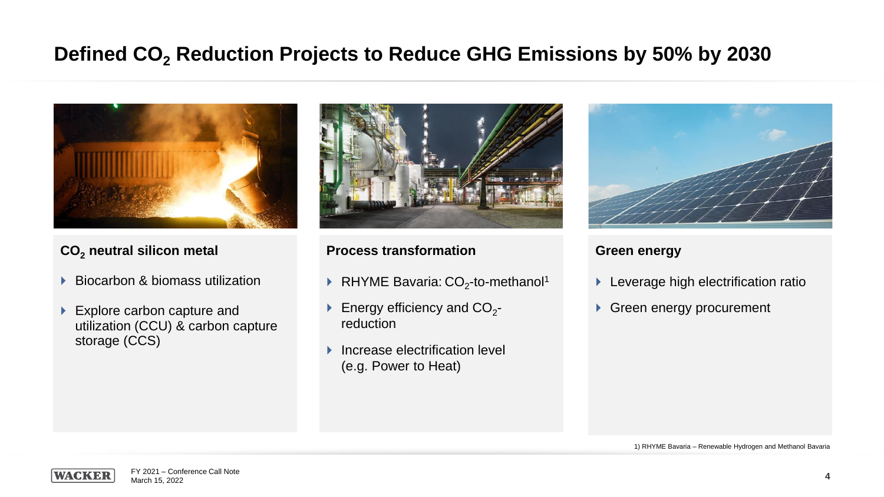# Defined $CO_2$ Reduction Projects to Reduce GHG Emissions by 50% by 2030

### $CO_2$ neutral silicon metal

- Biocarbon & biomass utilization
- Explore carbon capture and utilization (CCU) & carbon capture storage (CCS)

### Process transformation

- RHYME Bavaria: $CO_2$-to-methanol[1]
- Energy efficiency and $CO_2$-reduction
- Increase electrification level (e.g. Power to Heat)

### Green energy

- Leverage high electrification ratio
- Green energy procurement

1) RHYME Bavaria – Renewable Hydrogen and Methanol Bavaria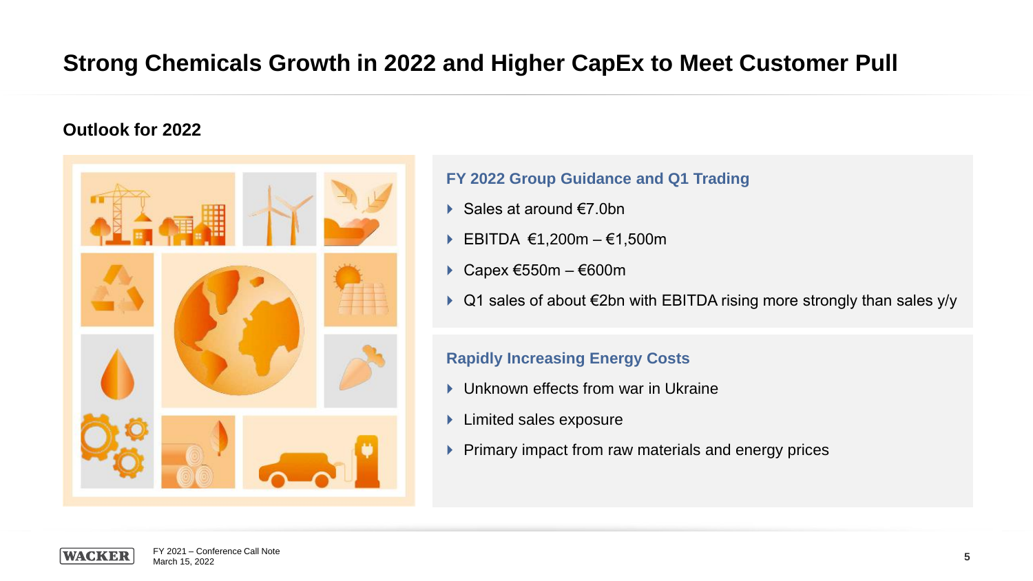# Strong Chemicals Growth in 2022 and Higher CapEx to Meet Customer Pull

## Outlook for 2022

### FY 2022 Group Guidance and Q1 Trading

- Sales at around €7.0bn
- EBITDA €1,200m – €1,500m
- Capex €550m – €600m
- Q1 sales of about €2bn with EBITDA rising more strongly than sales y/y

### Rapidly Increasing Energy Costs

- Unknown effects from war in Ukraine
- Limited sales exposure
- Primary impact from raw materials and energy prices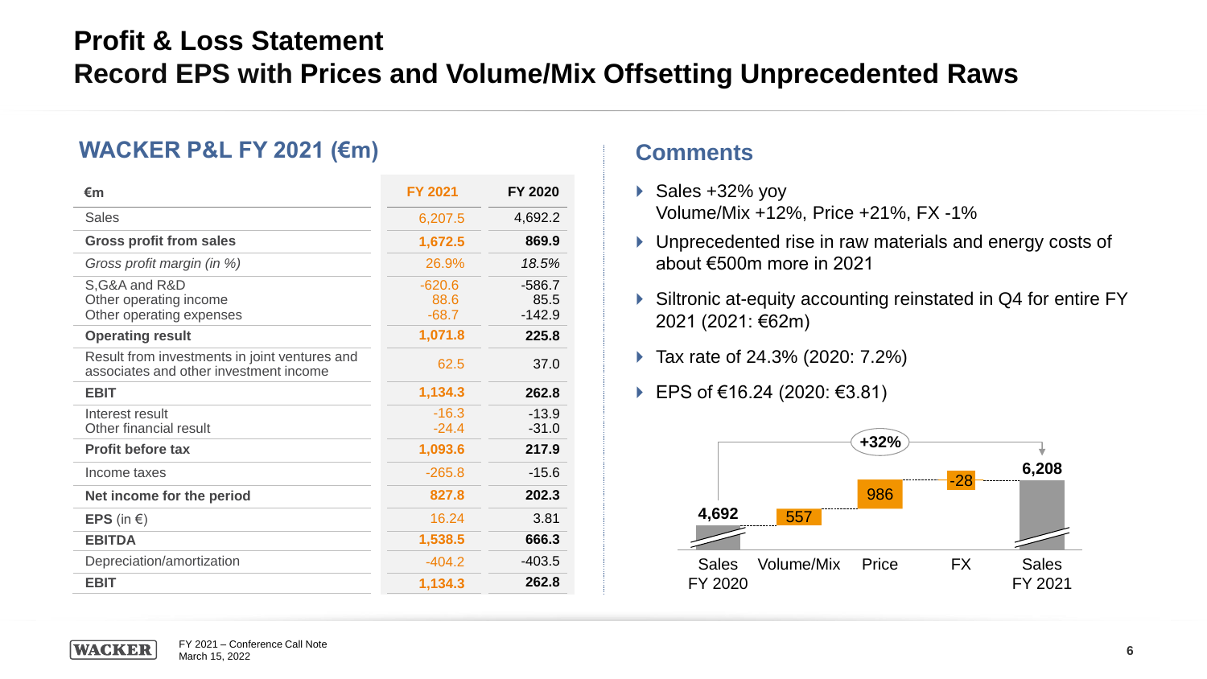# Profit & Loss Statement
# Record EPS with Prices and Volume/Mix Offsetting Unprecedented Raws

## WACKER P&L FY 2021 (€m)

| €m | FY 2021 | FY 2020 |
|---|---|---|
| Sales | 6,207.5 | 4,692.2 |
| **Gross profit from sales** | **1,672.5** | **869.9** |
| *Gross profit margin (in %)* | 26.9% | *18.5%* |
| S,G&A and R&D | -620.6 | -586.7 |
| Other operating income | 88.6 | 85.5 |
| Other operating expenses | -68.7 | -142.9 |
| **Operating result** | **1,071.8** | **225.8** |
| Result from investments in joint ventures and associates and other investment income | 62.5 | 37.0 |
| **EBIT** | **1,134.3** | **262.8** |
| Interest result | -16.3 | -13.9 |
| Other financial result | -24.4 | -31.0 |
| **Profit before tax** | **1,093.6** | **217.9** |
| Income taxes | -265.8 | -15.6 |
| **Net income for the period** | **827.8** | **202.3** |
| **EPS** (in €) | 16.24 | 3.81 |
| **EBITDA** | **1,538.5** | **666.3** |
| Depreciation/amortization | -404.2 | -403.5 |
| **EBIT** | **1,134.3** | **262.8** |

## Comments

- Sales +32% yoy
  Volume/Mix +12%, Price +21%, FX -1%
- Unprecedented rise in raw materials and energy costs of about €500m more in 2021
- Siltronic at-equity accounting reinstated in Q4 for entire FY 2021 (2021: €62m)
- Tax rate of 24.3% (2020: 7.2%)
- EPS of €16.24 (2020: €3.81)

| Sales FY 2020 | Volume/Mix | Price | FX | Sales FY 2021 |
|---|---|---|---|---|
| 4,692 | 557 | 986 | -28 | 6,208 |

+32%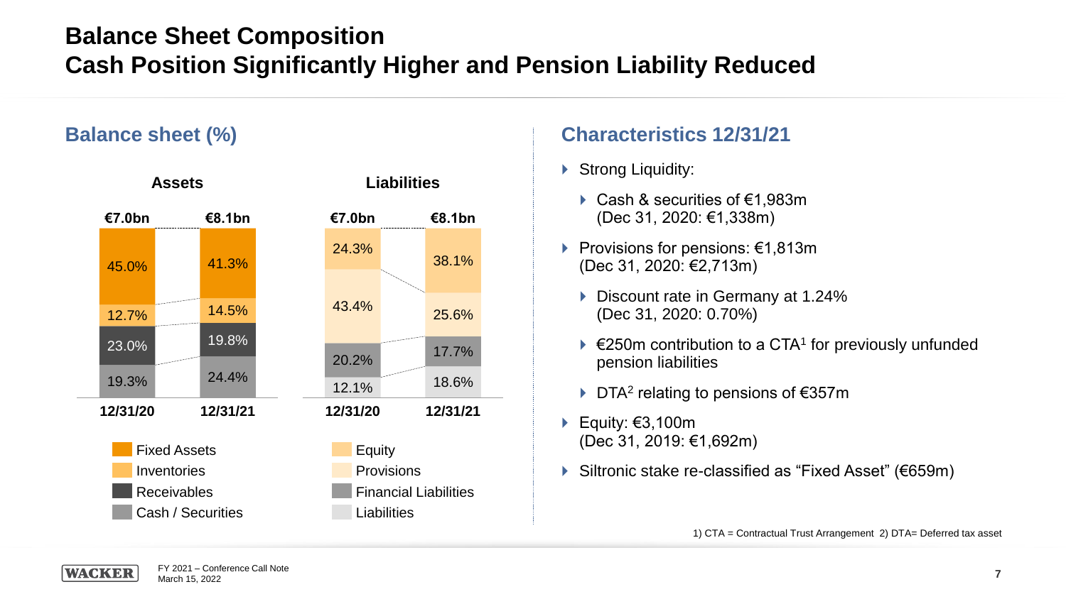# Balance Sheet Composition
# Cash Position Significantly Higher and Pension Liability Reduced

## Balance sheet (%)

**Assets**

| | 12/31/20 | 12/31/21 |
|---|---|---|
| Total | €7.0bn | €8.1bn |
| Fixed Assets | 45.0% | 41.3% |
| Inventories | 12.7% | 14.5% |
| Receivables | 23.0% | 19.8% |
| Cash / Securities | 19.3% | 24.4% |

**Liabilities**

| | 12/31/20 | 12/31/21 |
|---|---|---|
| Total | €7.0bn | €8.1bn |
| Equity | 24.3% | 38.1% |
| Provisions | 43.4% | 25.6% |
| Financial Liabilities | 20.2% | 17.7% |
| Liabilities | 12.1% | 18.6% |

## Characteristics 12/31/21

- Strong Liquidity:
  - Cash & securities of €1,983m (Dec 31, 2020: €1,338m)
- Provisions for pensions: €1,813m (Dec 31, 2020: €2,713m)
  - Discount rate in Germany at 1.24% (Dec 31, 2020: 0.70%)
  - €250m contribution to a CTA[1] for previously unfunded pension liabilities
  - DTA[2] relating to pensions of €357m
- Equity: €3,100m (Dec 31, 2019: €1,692m)
- Siltronic stake re-classified as "Fixed Asset" (€659m)

1) CTA = Contractual Trust Arrangement 2) DTA= Deferred tax asset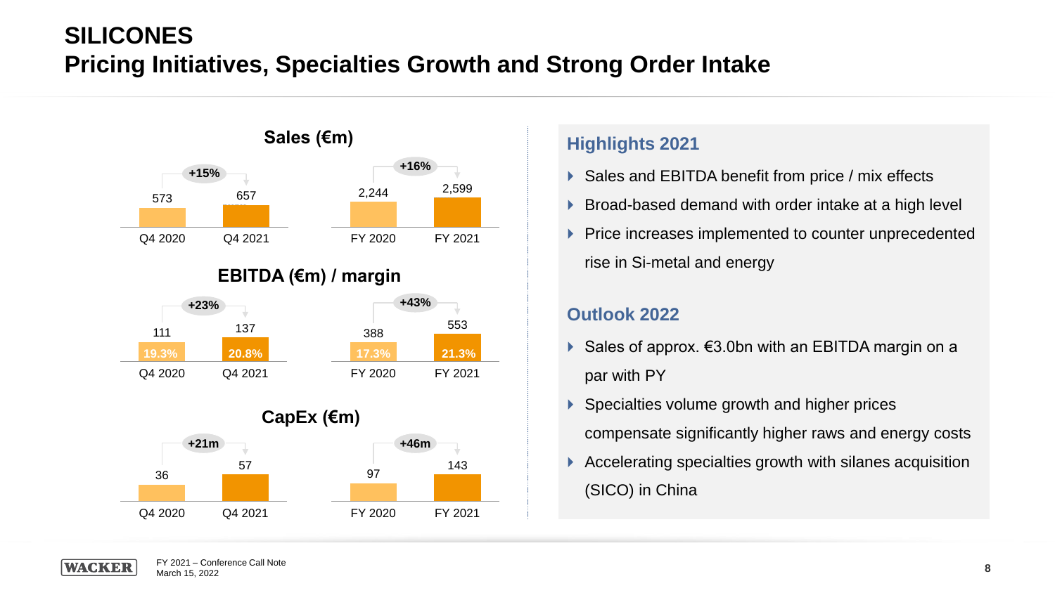# SILICONES
## Pricing Initiatives, Specialties Growth and Strong Order Intake

### Sales (€m)

| | Q4 2020 | Q4 2021 | FY 2020 | FY 2021 |
|---|---|---|---|---|
| Sales | 573 | 657 | 2,244 | 2,599 |
| Change | | +15% | | +16% |

### EBITDA (€m) / margin

| | Q4 2020 | Q4 2021 | FY 2020 | FY 2021 |
|---|---|---|---|---|
| EBITDA | 111 | 137 | 388 | 553 |
| Margin | 19.3% | 20.8% | 17.3% | 21.3% |
| Change | | +23% | | +43% |

### CapEx (€m)

| | Q4 2020 | Q4 2021 | FY 2020 | FY 2021 |
|---|---|---|---|---|
| CapEx | 36 | 57 | 97 | 143 |
| Change | | +21m | | +46m |

### Highlights 2021

- Sales and EBITDA benefit from price / mix effects
- Broad-based demand with order intake at a high level
- Price increases implemented to counter unprecedented rise in Si-metal and energy

### Outlook 2022

- Sales of approx. €3.0bn with an EBITDA margin on a par with PY
- Specialties volume growth and higher prices compensate significantly higher raws and energy costs
- Accelerating specialties growth with silanes acquisition (SICO) in China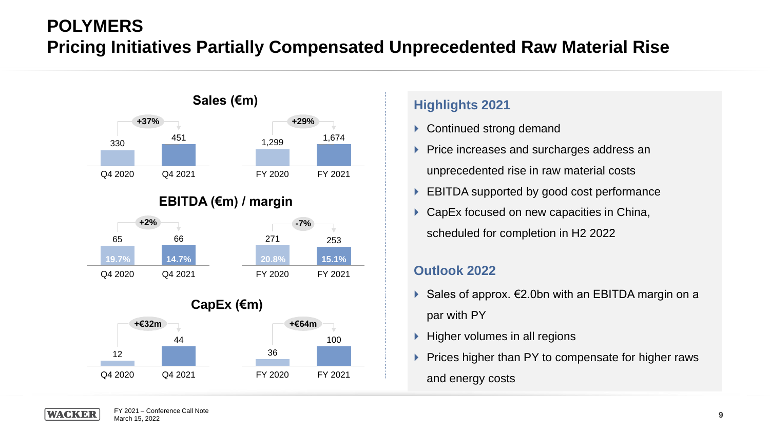# POLYMERS

## Pricing Initiatives Partially Compensated Unprecedented Raw Material Rise

### Sales (€m)

| | Q4 2020 | Q4 2021 | Change | FY 2020 | FY 2021 | Change |
|---|---|---|---|---|---|---|
| Sales (€m) | 330 | 451 | +37% | 1,299 | 1,674 | +29% |

### EBITDA (€m) / margin

| | Q4 2020 | Q4 2021 | Change | FY 2020 | FY 2021 | Change |
|---|---|---|---|---|---|---|
| EBITDA (€m) | 65 | 66 | +2% | 271 | 253 | -7% |
| Margin | 19.7% | 14.7% | | 20.8% | 15.1% | |

### CapEx (€m)

| | Q4 2020 | Q4 2021 | Change | FY 2020 | FY 2021 | Change |
|---|---|---|---|---|---|---|
| CapEx (€m) | 12 | 44 | +€32m | 36 | 100 | +€64m |

### Highlights 2021

- Continued strong demand
- Price increases and surcharges address an unprecedented rise in raw material costs
- EBITDA supported by good cost performance
- CapEx focused on new capacities in China, scheduled for completion in H2 2022

### Outlook 2022

- Sales of approx. €2.0bn with an EBITDA margin on a par with PY
- Higher volumes in all regions
- Prices higher than PY to compensate for higher raws and energy costs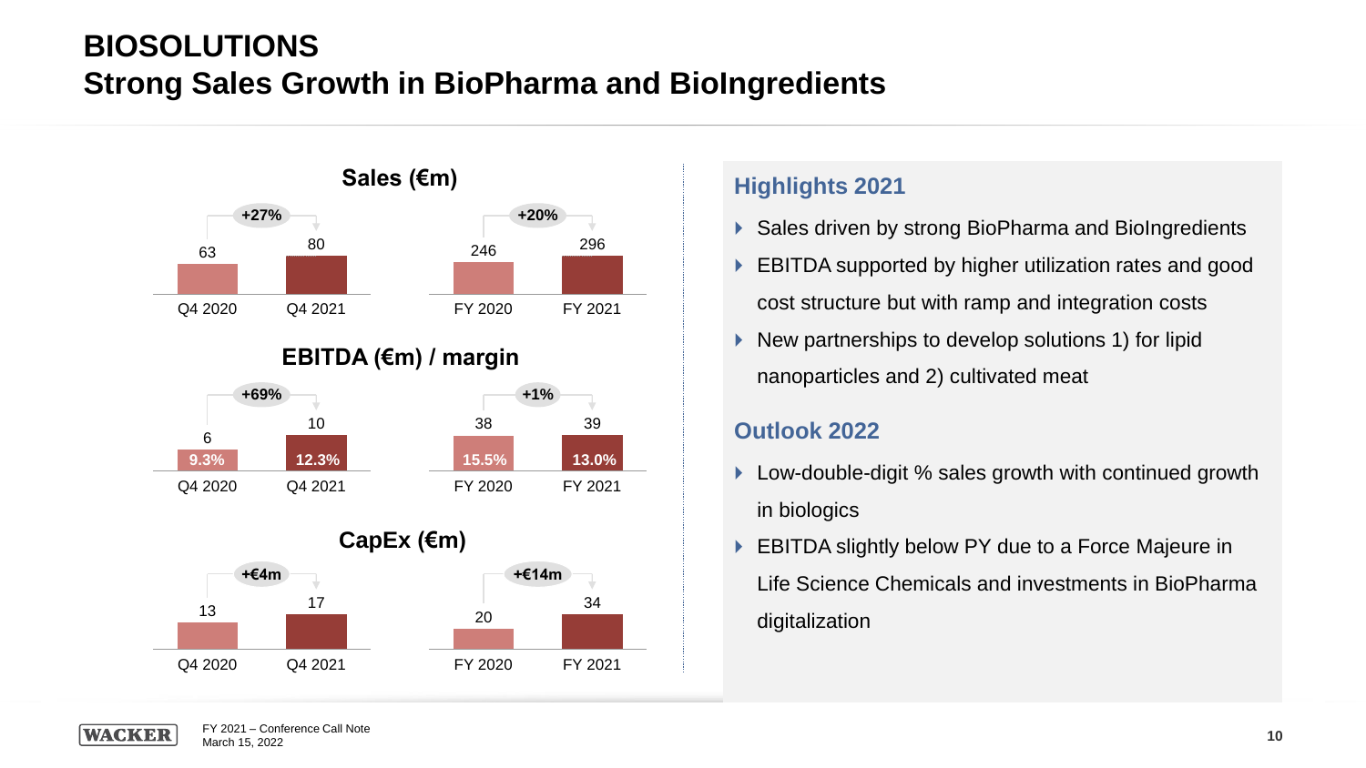# BIOSOLUTIONS
## Strong Sales Growth in BioPharma and BioIngredients

### Sales (€m)

| | Q4 2020 | Q4 2021 | Change | FY 2020 | FY 2021 | Change |
|---|---|---|---|---|---|---|
| Sales | 63 | 80 | +27% | 246 | 296 | +20% |

### EBITDA (€m) / margin

| | Q4 2020 | Q4 2021 | Change | FY 2020 | FY 2021 | Change |
|---|---|---|---|---|---|---|
| EBITDA | 6 | 10 | +69% | 38 | 39 | +1% |
| Margin | 9.3% | 12.3% | | 15.5% | 13.0% | |

### CapEx (€m)

| | Q4 2020 | Q4 2021 | Change | FY 2020 | FY 2021 | Change |
|---|---|---|---|---|---|---|
| CapEx | 13 | 17 | +€4m | 20 | 34 | +€14m |

### Highlights 2021

- Sales driven by strong BioPharma and BioIngredients
- EBITDA supported by higher utilization rates and good cost structure but with ramp and integration costs
- New partnerships to develop solutions 1) for lipid nanoparticles and 2) cultivated meat

### Outlook 2022

- Low-double-digit % sales growth with continued growth in biologics
- EBITDA slightly below PY due to a Force Majeure in Life Science Chemicals and investments in BioPharma digitalization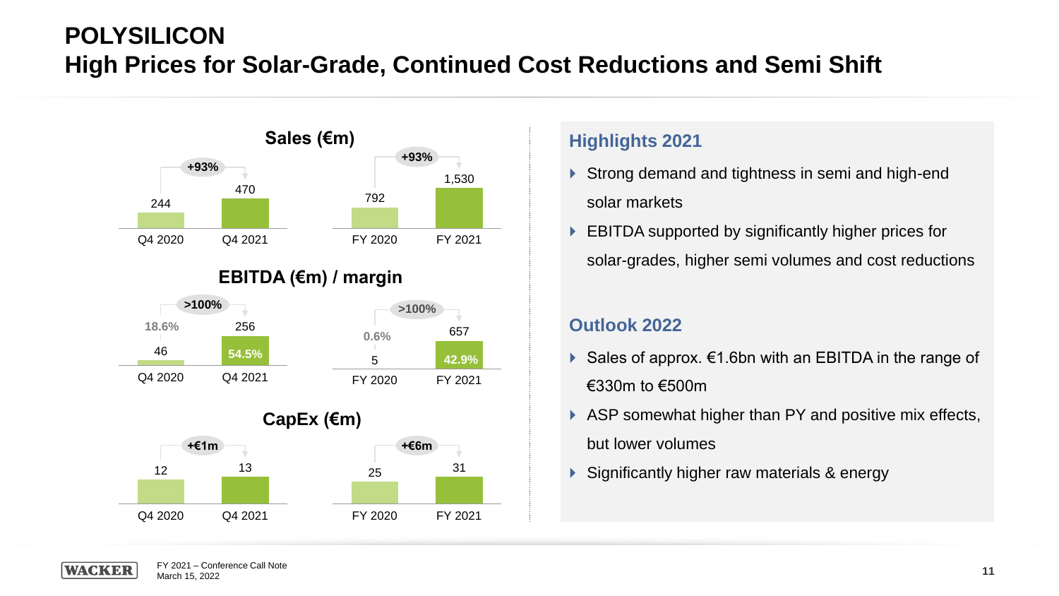# POLYSILICON
## High Prices for Solar-Grade, Continued Cost Reductions and Semi Shift

### Sales (€m)

| | Q4 2020 | Q4 2021 | Change | FY 2020 | FY 2021 | Change |
|---|---|---|---|---|---|---|
| Sales (€m) | 244 | 470 | +93% | 792 | 1,530 | +93% |

### EBITDA (€m) / margin

| | Q4 2020 | Q4 2021 | Change | FY 2020 | FY 2021 | Change |
|---|---|---|---|---|---|---|
| EBITDA (€m) | 46 | 256 | >100% | 5 | 657 | >100% |
| Margin | 18.6% | 54.5% | | 0.6% | 42.9% | |

### CapEx (€m)

| | Q4 2020 | Q4 2021 | Change | FY 2020 | FY 2021 | Change |
|---|---|---|---|---|---|---|
| CapEx (€m) | 12 | 13 | +€1m | 25 | 31 | +€6m |

### Highlights 2021

- Strong demand and tightness in semi and high-end solar markets
- EBITDA supported by significantly higher prices for solar-grades, higher semi volumes and cost reductions

### Outlook 2022

- Sales of approx. €1.6bn with an EBITDA in the range of €330m to €500m
- ASP somewhat higher than PY and positive mix effects, but lower volumes
- Significantly higher raw materials & energy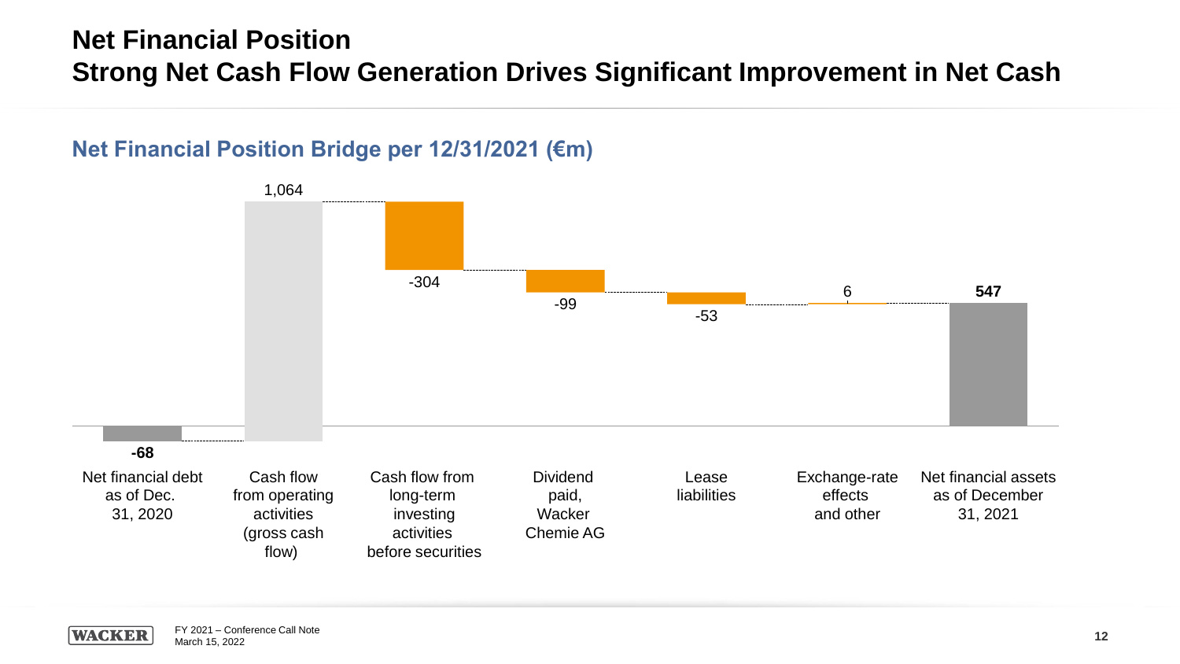# Net Financial Position

## Strong Net Cash Flow Generation Drives Significant Improvement in Net Cash

### Net Financial Position Bridge per 12/31/2021 (€m)

| Item | €m |
| --- | --- |
| Net financial debt as of Dec. 31, 2020 | **-68** |
| Cash flow from operating activities (gross cash flow) | 1,064 |
| Cash flow from long-term investing activities before securities | -304 |
| Dividend paid, Wacker Chemie AG | -99 |
| Lease liabilities | -53 |
| Exchange-rate effects and other | 6 |
| Net financial assets as of December 31, 2021 | **547** |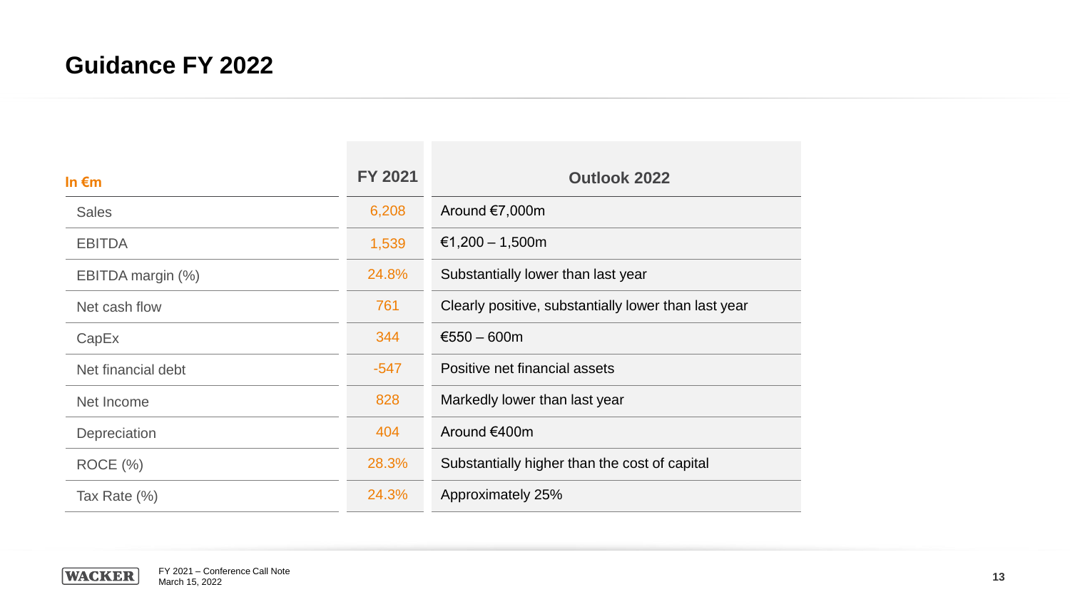# Guidance FY 2022

| In €m | FY 2021 | Outlook 2022 |
|---|---|---|
| Sales | 6,208 | Around €7,000m |
| EBITDA | 1,539 | €1,200 – 1,500m |
| EBITDA margin (%) | 24.8% | Substantially lower than last year |
| Net cash flow | 761 | Clearly positive, substantially lower than last year |
| CapEx | 344 | €550 – 600m |
| Net financial debt | -547 | Positive net financial assets |
| Net Income | 828 | Markedly lower than last year |
| Depreciation | 404 | Around €400m |
| ROCE (%) | 28.3% | Substantially higher than the cost of capital |
| Tax Rate (%) | 24.3% | Approximately 25% |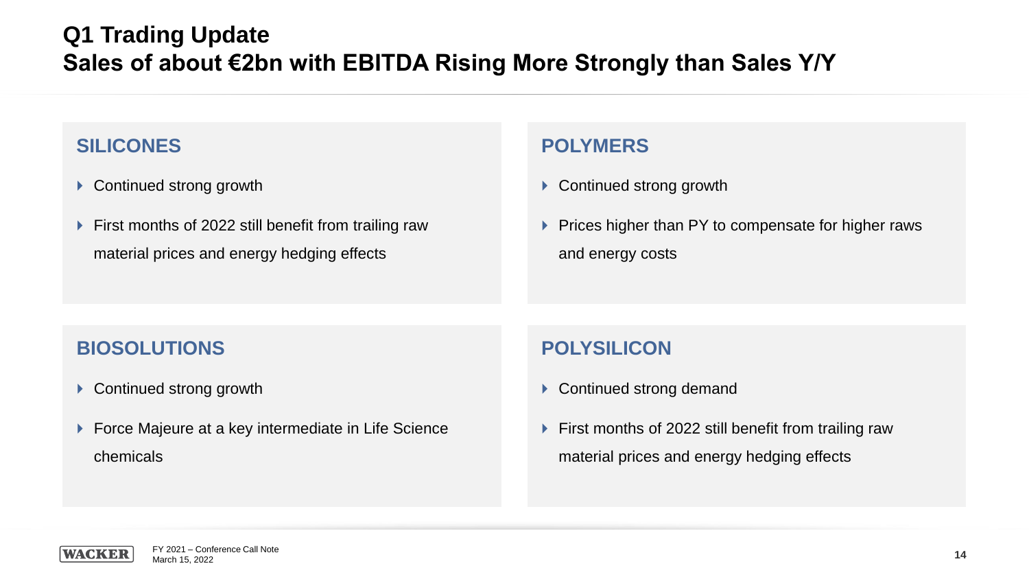# Q1 Trading Update
## Sales of about €2bn with EBITDA Rising More Strongly than Sales Y/Y

### SILICONES

- Continued strong growth
- First months of 2022 still benefit from trailing raw material prices and energy hedging effects

### POLYMERS

- Continued strong growth
- Prices higher than PY to compensate for higher raws and energy costs

### BIOSOLUTIONS

- Continued strong growth
- Force Majeure at a key intermediate in Life Science chemicals

### POLYSILICON

- Continued strong demand
- First months of 2022 still benefit from trailing raw material prices and energy hedging effects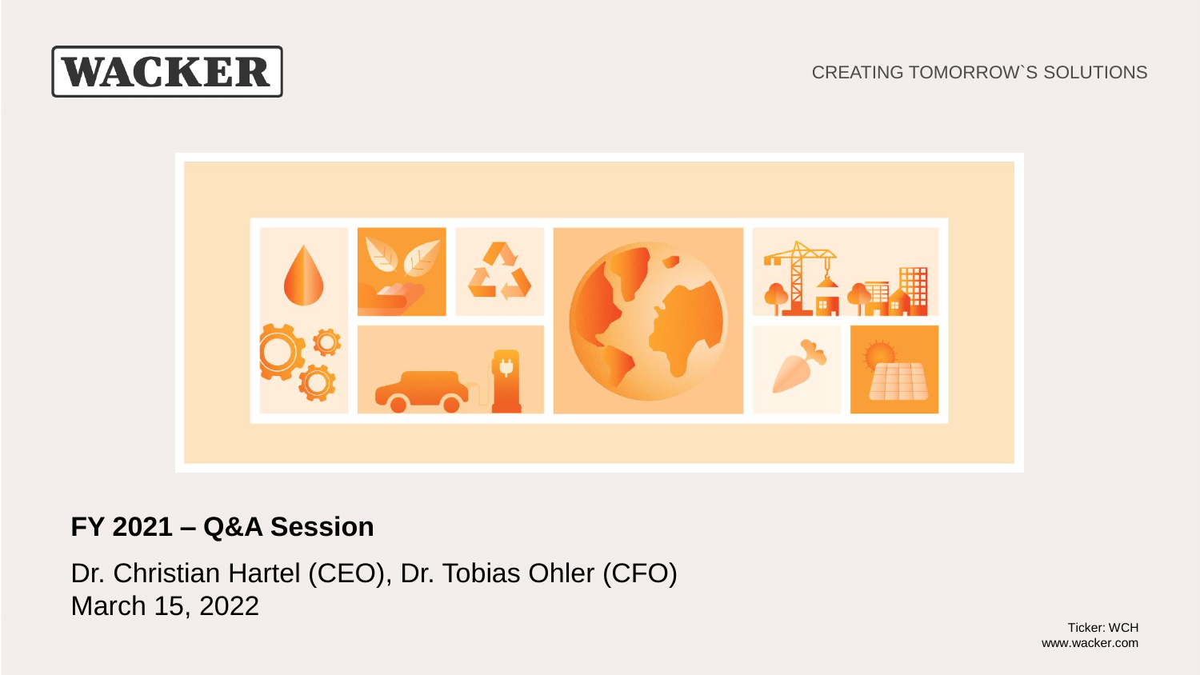WACKER

CREATING TOMORROW`S SOLUTIONS

## FY 2021 – Q&A Session

Dr. Christian Hartel (CEO), Dr. Tobias Ohler (CFO)
March 15, 2022

Ticker: WCH
www.wacker.com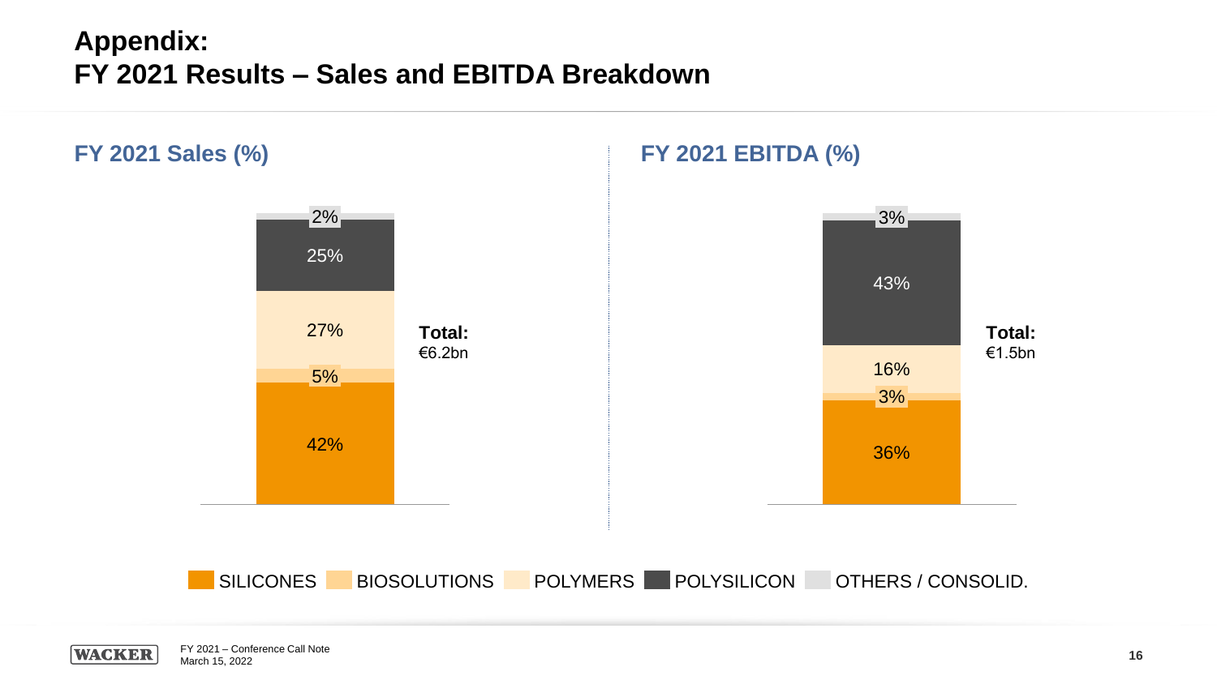# Appendix:
# FY 2021 Results – Sales and EBITDA Breakdown

## FY 2021 Sales (%)

| Segment | Share |
| --- | --- |
| OTHERS / CONSOLID. | 2% |
| POLYSILICON | 25% |
| POLYMERS | 27% |
| BIOSOLUTIONS | 5% |
| SILICONES | 42% |

**Total:** €6.2bn

## FY 2021 EBITDA (%)

| Segment | Share |
| --- | --- |
| OTHERS / CONSOLID. | 3% |
| POLYSILICON | 43% |
| POLYMERS | 16% |
| BIOSOLUTIONS | 3% |
| SILICONES | 36% |

**Total:** €1.5bn

SILICONES | BIOSOLUTIONS | POLYMERS | POLYSILICON | OTHERS / CONSOLID.

FY 2021 – Conference Call Note
March 15, 2022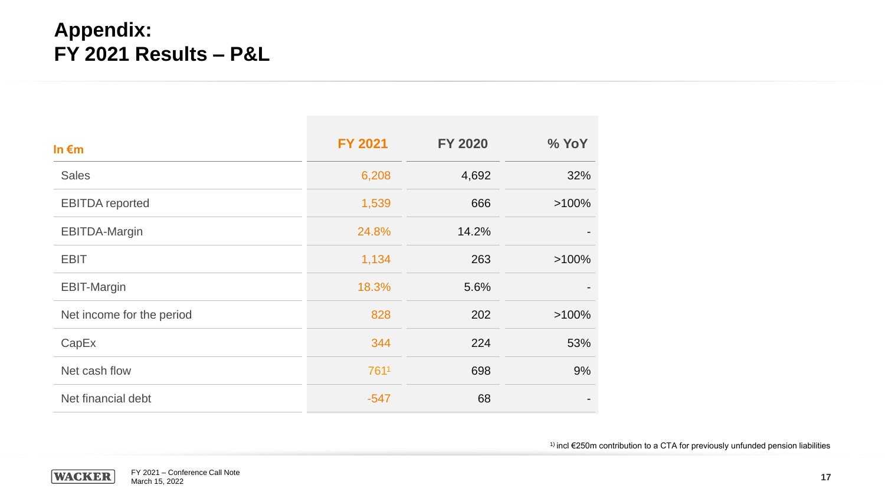# Appendix: FY 2021 Results – P&L

| In €m | FY 2021 | FY 2020 | % YoY |
|---|---|---|---|
| Sales | 6,208 | 4,692 | 32% |
| EBITDA reported | 1,539 | 666 | >100% |
| EBITDA-Margin | 24.8% | 14.2% | - |
| EBIT | 1,134 | 263 | >100% |
| EBIT-Margin | 18.3% | 5.6% | - |
| Net income for the period | 828 | 202 | >100% |
| CapEx | 344 | 224 | 53% |
| Net cash flow | 761[1] | 698 | 9% |
| Net financial debt | -547 | 68 | - |

[1] incl €250m contribution to a CTA for previously unfunded pension liabilities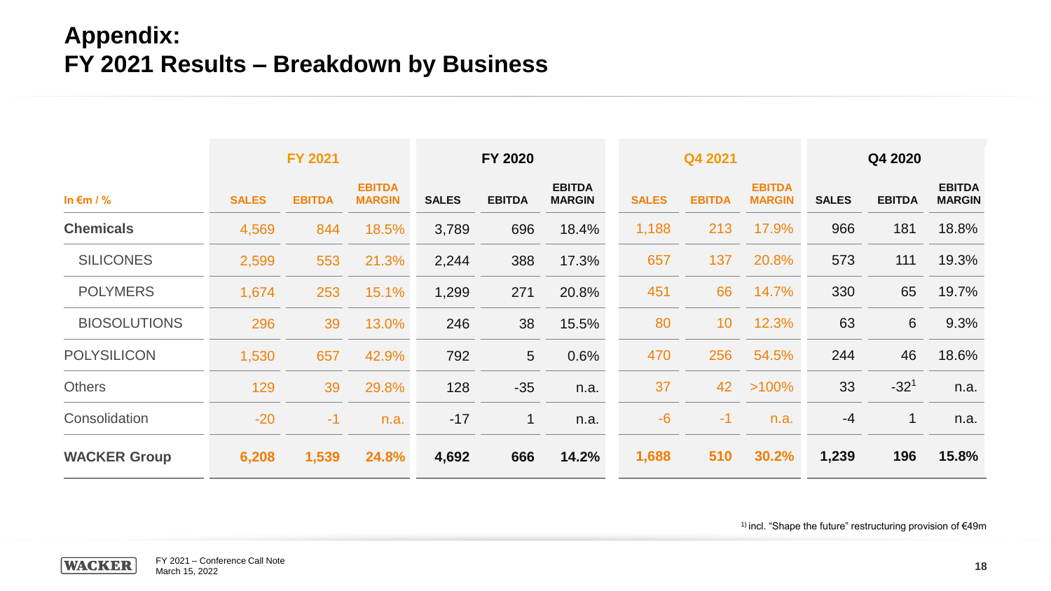# Appendix: FY 2021 Results – Breakdown by Business

| In €m / % | FY 2021 | | | FY 2020 | | | Q4 2021 | | | Q4 2020 | | |
|---|---|---|---|---|---|---|---|---|---|---|---|---|
| | SALES | EBITDA | EBITDA MARGIN | SALES | EBITDA | EBITDA MARGIN | SALES | EBITDA | EBITDA MARGIN | SALES | EBITDA | EBITDA MARGIN |
| **Chemicals** | 4,569 | 844 | 18.5% | 3,789 | 696 | 18.4% | 1,188 | 213 | 17.9% | 966 | 181 | 18.8% |
| SILICONES | 2,599 | 553 | 21.3% | 2,244 | 388 | 17.3% | 657 | 137 | 20.8% | 573 | 111 | 19.3% |
| POLYMERS | 1,674 | 253 | 15.1% | 1,299 | 271 | 20.8% | 451 | 66 | 14.7% | 330 | 65 | 19.7% |
| BIOSOLUTIONS | 296 | 39 | 13.0% | 246 | 38 | 15.5% | 80 | 10 | 12.3% | 63 | 6 | 9.3% |
| POLYSILICON | 1,530 | 657 | 42.9% | 792 | 5 | 0.6% | 470 | 256 | 54.5% | 244 | 46 | 18.6% |
| Others | 129 | 39 | 29.8% | 128 | -35 | n.a. | 37 | 42 | >100% | 33 | -32[1] | n.a. |
| Consolidation | -20 | -1 | n.a. | -17 | 1 | n.a. | -6 | -1 | n.a. | -4 | 1 | n.a. |
| **WACKER Group** | **6,208** | **1,539** | **24.8%** | **4,692** | **666** | **14.2%** | **1,688** | **510** | **30.2%** | **1,239** | **196** | **15.8%** |

[1] incl. "Shape the future" restructuring provision of €49m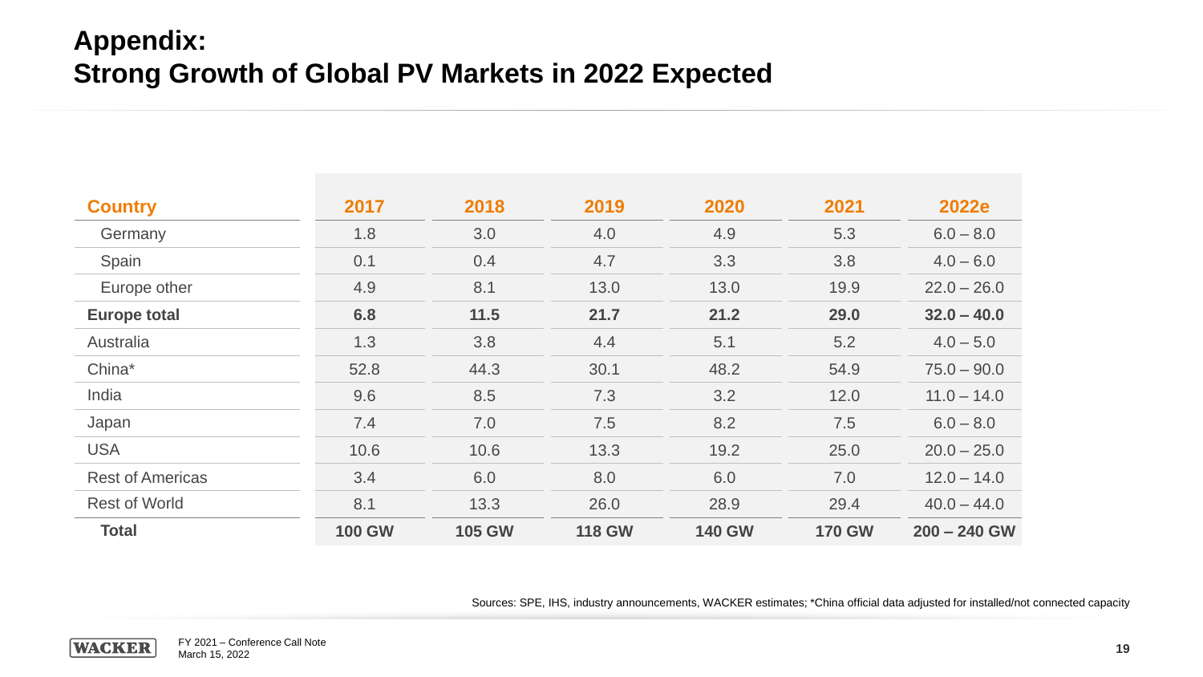# Appendix:
# Strong Growth of Global PV Markets in 2022 Expected

| Country | 2017 | 2018 | 2019 | 2020 | 2021 | 2022e |
|---|---|---|---|---|---|---|
| Germany | 1.8 | 3.0 | 4.0 | 4.9 | 5.3 | 6.0 – 8.0 |
| Spain | 0.1 | 0.4 | 4.7 | 3.3 | 3.8 | 4.0 – 6.0 |
| Europe other | 4.9 | 8.1 | 13.0 | 13.0 | 19.9 | 22.0 – 26.0 |
| **Europe total** | **6.8** | **11.5** | **21.7** | **21.2** | **29.0** | **32.0 – 40.0** |
| Australia | 1.3 | 3.8 | 4.4 | 5.1 | 5.2 | 4.0 – 5.0 |
| China* | 52.8 | 44.3 | 30.1 | 48.2 | 54.9 | 75.0 – 90.0 |
| India | 9.6 | 8.5 | 7.3 | 3.2 | 12.0 | 11.0 – 14.0 |
| Japan | 7.4 | 7.0 | 7.5 | 8.2 | 7.5 | 6.0 – 8.0 |
| USA | 10.6 | 10.6 | 13.3 | 19.2 | 25.0 | 20.0 – 25.0 |
| Rest of Americas | 3.4 | 6.0 | 8.0 | 6.0 | 7.0 | 12.0 – 14.0 |
| Rest of World | 8.1 | 13.3 | 26.0 | 28.9 | 29.4 | 40.0 – 44.0 |
| **Total** | **100 GW** | **105 GW** | **118 GW** | **140 GW** | **170 GW** | **200 – 240 GW** |

Sources: SPE, IHS, industry announcements, WACKER estimates; *China official data adjusted for installed/not connected capacity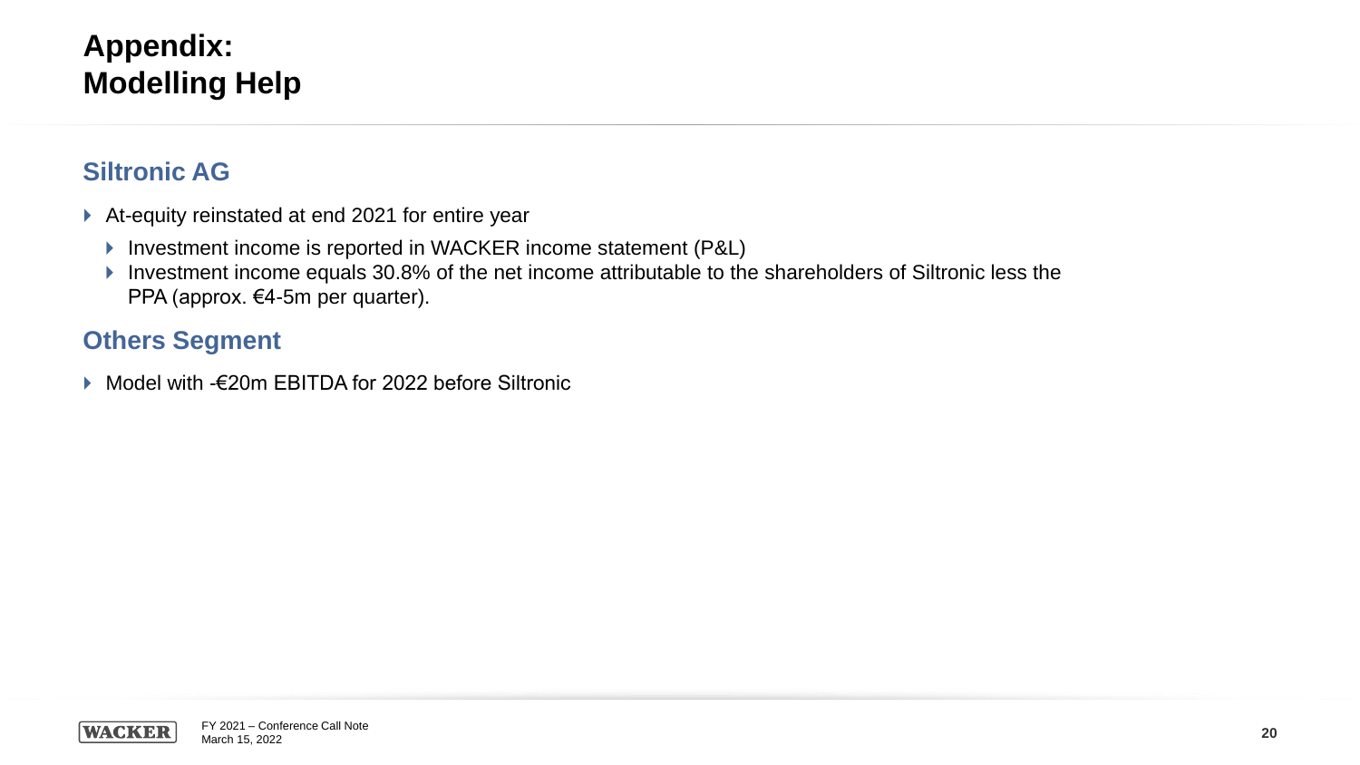# Appendix: Modelling Help

## Siltronic AG

- At-equity reinstated at end 2021 for entire year
  - Investment income is reported in WACKER income statement (P&L)
  - Investment income equals 30.8% of the net income attributable to the shareholders of Siltronic less the PPA (approx. €4-5m per quarter).

## Others Segment

- Model with -€20m EBITDA for 2022 before Siltronic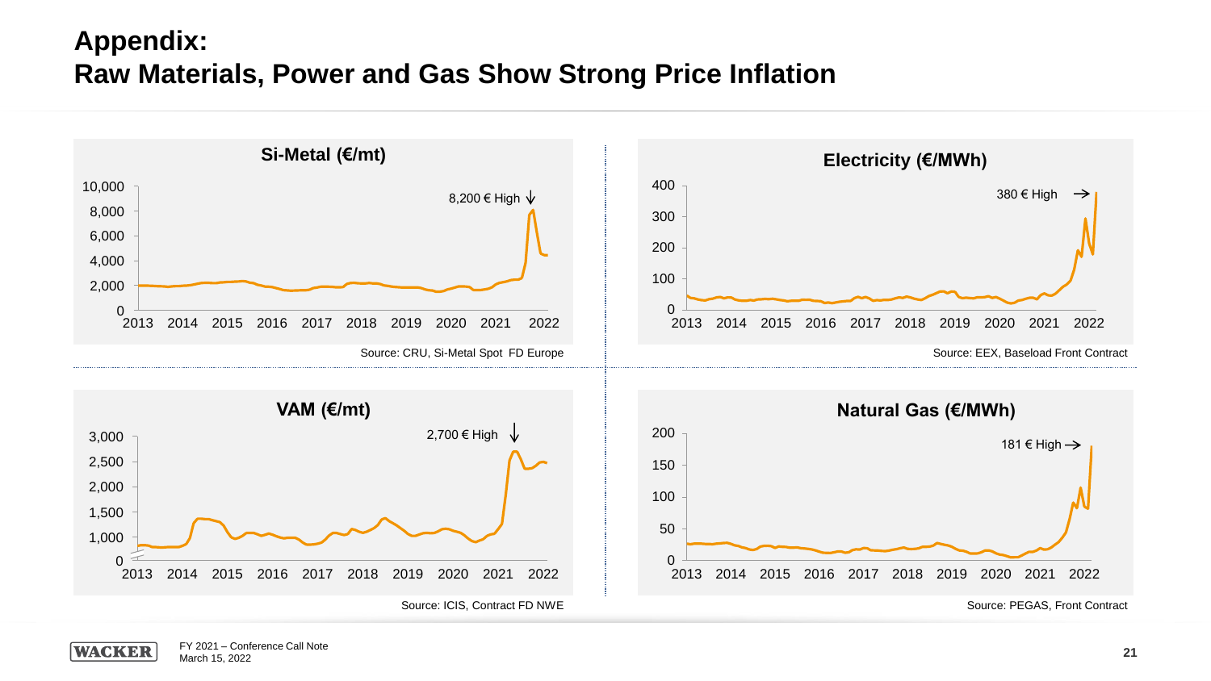# Appendix:
# Raw Materials, Power and Gas Show Strong Price Inflation

### Si-Metal (€/mt)

8,200 € High

Source: CRU, Si-Metal Spot FD Europe

### Electricity (€/MWh)

380 € High

Source: EEX, Baseload Front Contract

### VAM (€/mt)

2,700 € High

Source: ICIS, Contract FD NWE

### Natural Gas (€/MWh)

181 € High

Source: PEGAS, Front Contract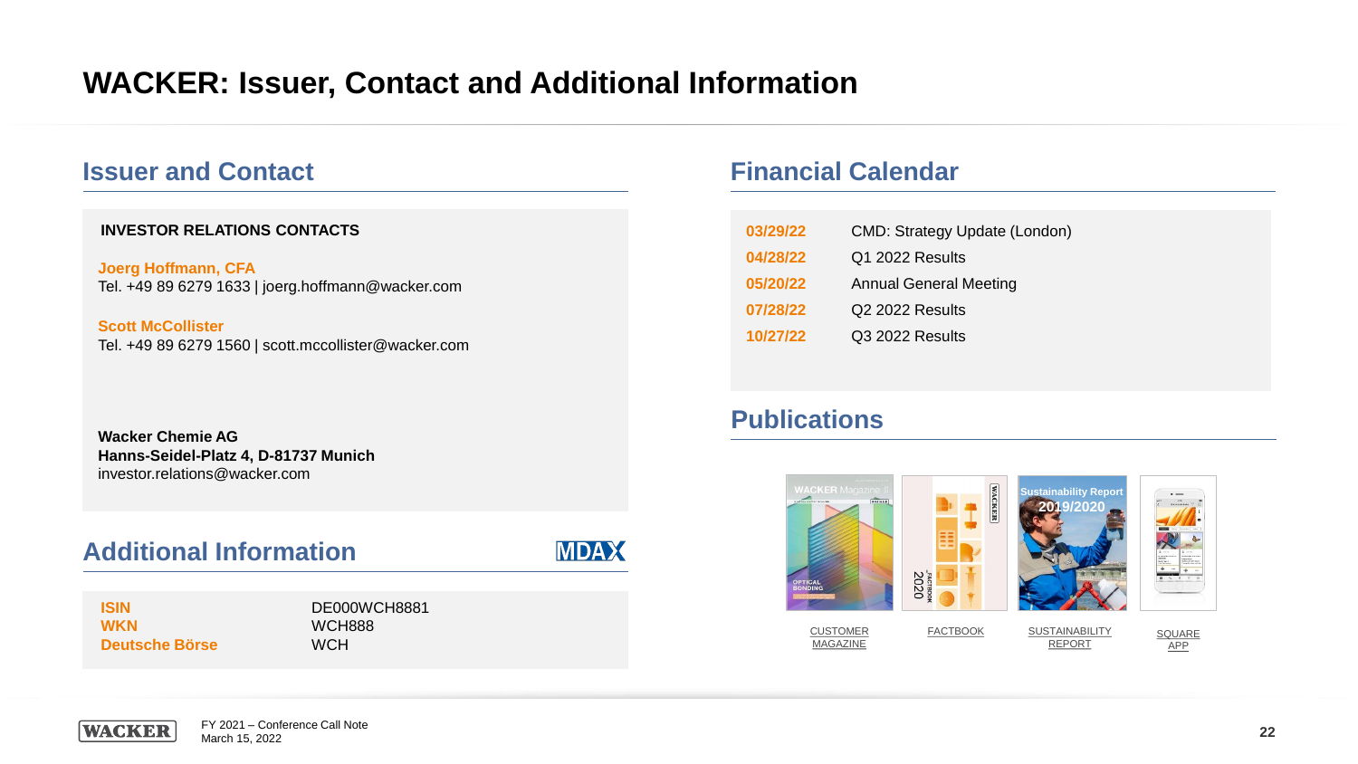# WACKER: Issuer, Contact and Additional Information

## Issuer and Contact

**INVESTOR RELATIONS CONTACTS**

**Joerg Hoffmann, CFA**
Tel. +49 89 6279 1633 | joerg.hoffmann@wacker.com

**Scott McCollister**
Tel. +49 89 6279 1560 | scott.mccollister@wacker.com

**Wacker Chemie AG**
**Hanns-Seidel-Platz 4, D-81737 Munich**
investor.relations@wacker.com

## Additional Information

MDAX

| | |
|---|---|
| **ISIN** | DE000WCH8881 |
| **WKN** | WCH888 |
| **Deutsche Börse** | WCH |

## Financial Calendar

| | |
|---|---|
| **03/29/22** | CMD: Strategy Update (London) |
| **04/28/22** | Q1 2022 Results |
| **05/20/22** | Annual General Meeting |
| **07/28/22** | Q2 2022 Results |
| **10/27/22** | Q3 2022 Results |

## Publications

CUSTOMER MAGAZINE

FACTBOOK

SUSTAINABILITY REPORT

SQUARE APP

FY 2021 – Conference Call Note
March 15, 2022